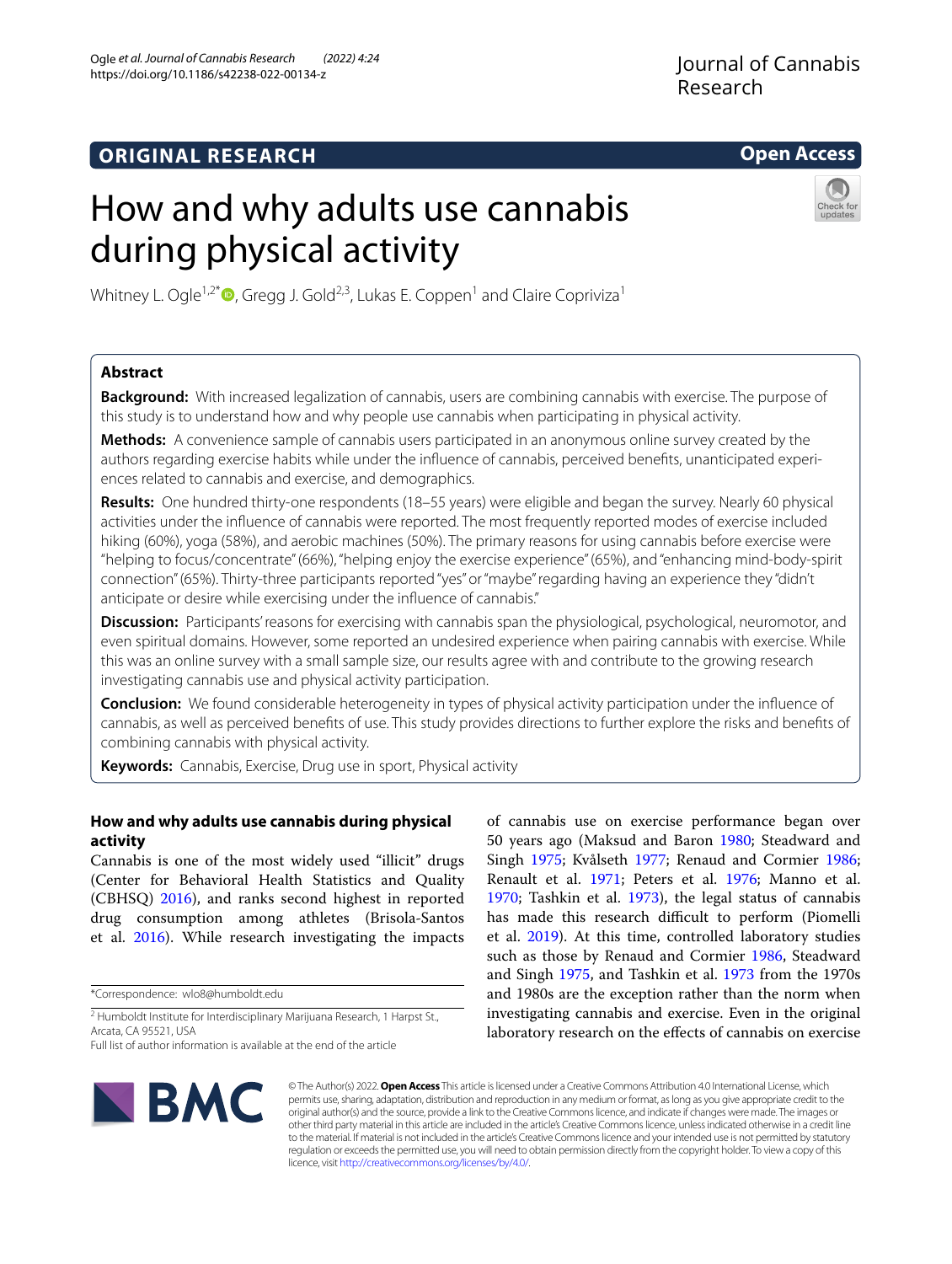ORIGINAL RESEARCH

Open Access

# How and why adults use cannabis during physical activity

Whitney L. Ogle[1,2*], Gregg J. Gold[2,3], Lukas E. Coppen[1] and Claire Copriviza[1]

## Abstract

**Background:** With increased legalization of cannabis, users are combining cannabis with exercise. The purpose of this study is to understand how and why people use cannabis when participating in physical activity.

**Methods:** A convenience sample of cannabis users participated in an anonymous online survey created by the authors regarding exercise habits while under the influence of cannabis, perceived benefits, unanticipated experiences related to cannabis and exercise, and demographics.

**Results:** One hundred thirty-one respondents (18–55 years) were eligible and began the survey. Nearly 60 physical activities under the influence of cannabis were reported. The most frequently reported modes of exercise included hiking (60%), yoga (58%), and aerobic machines (50%). The primary reasons for using cannabis before exercise were "helping to focus/concentrate" (66%), "helping enjoy the exercise experience" (65%), and "enhancing mind-body-spirit connection" (65%). Thirty-three participants reported "yes" or "maybe" regarding having an experience they "didn't anticipate or desire while exercising under the influence of cannabis."

**Discussion:** Participants' reasons for exercising with cannabis span the physiological, psychological, neuromotor, and even spiritual domains. However, some reported an undesired experience when pairing cannabis with exercise. While this was an online survey with a small sample size, our results agree with and contribute to the growing research investigating cannabis use and physical activity participation.

**Conclusion:** We found considerable heterogeneity in types of physical activity participation under the influence of cannabis, as well as perceived benefits of use. This study provides directions to further explore the risks and benefits of combining cannabis with physical activity.

**Keywords:** Cannabis, Exercise, Drug use in sport, Physical activity

## How and why adults use cannabis during physical activity

Cannabis is one of the most widely used "illicit" drugs (Center for Behavioral Health Statistics and Quality (CBHSQ) 2016), and ranks second highest in reported drug consumption among athletes (Brisola-Santos et al. 2016). While research investigating the impacts of cannabis use on exercise performance began over 50 years ago (Maksud and Baron 1980; Steadward and Singh 1975; Kvålseth 1977; Renaud and Cormier 1986; Renault et al. 1971; Peters et al. 1976; Manno et al. 1970; Tashkin et al. 1973), the legal status of cannabis has made this research difficult to perform (Piomelli et al. 2019). At this time, controlled laboratory studies such as those by Renaud and Cormier 1986, Steadward and Singh 1975, and Tashkin et al. 1973 from the 1970s and 1980s are the exception rather than the norm when investigating cannabis and exercise. Even in the original laboratory research on the effects of cannabis on exercise

*Correspondence: wlo8@humboldt.edu

[2] Humboldt Institute for Interdisciplinary Marijuana Research, 1 Harpst St., Arcata, CA 95521, USA

Full list of author information is available at the end of the article

© The Author(s) 2022. **Open Access** This article is licensed under a Creative Commons Attribution 4.0 International License, which permits use, sharing, adaptation, distribution and reproduction in any medium or format, as long as you give appropriate credit to the original author(s) and the source, provide a link to the Creative Commons licence, and indicate if changes were made. The images or other third party material in this article are included in the article's Creative Commons licence, unless indicated otherwise in a credit line to the material. If material is not included in the article's Creative Commons licence and your intended use is not permitted by statutory regulation or exceeds the permitted use, you will need to obtain permission directly from the copyright holder. To view a copy of this licence, visit http://creativecommons.org/licenses/by/4.0/.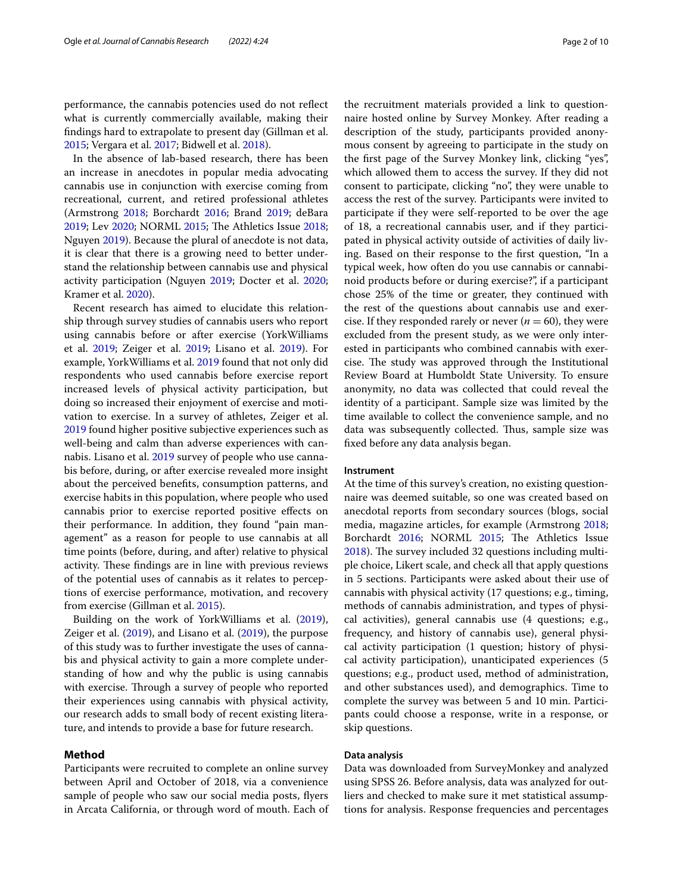performance, the cannabis potencies used do not reflect what is currently commercially available, making their findings hard to extrapolate to present day (Gillman et al. 2015; Vergara et al. 2017; Bidwell et al. 2018).

In the absence of lab-based research, there has been an increase in anecdotes in popular media advocating cannabis use in conjunction with exercise coming from recreational, current, and retired professional athletes (Armstrong 2018; Borchardt 2016; Brand 2019; deBara 2019; Lev 2020; NORML 2015; The Athletics Issue 2018; Nguyen 2019). Because the plural of anecdote is not data, it is clear that there is a growing need to better understand the relationship between cannabis use and physical activity participation (Nguyen 2019; Docter et al. 2020; Kramer et al. 2020).

Recent research has aimed to elucidate this relationship through survey studies of cannabis users who report using cannabis before or after exercise (YorkWilliams et al. 2019; Zeiger et al. 2019; Lisano et al. 2019). For example, YorkWilliams et al. 2019 found that not only did respondents who used cannabis before exercise report increased levels of physical activity participation, but doing so increased their enjoyment of exercise and motivation to exercise. In a survey of athletes, Zeiger et al. 2019 found higher positive subjective experiences such as well-being and calm than adverse experiences with cannabis. Lisano et al. 2019 survey of people who use cannabis before, during, or after exercise revealed more insight about the perceived benefits, consumption patterns, and exercise habits in this population, where people who used cannabis prior to exercise reported positive effects on their performance. In addition, they found "pain management" as a reason for people to use cannabis at all time points (before, during, and after) relative to physical activity. These findings are in line with previous reviews of the potential uses of cannabis as it relates to perceptions of exercise performance, motivation, and recovery from exercise (Gillman et al. 2015).

Building on the work of YorkWilliams et al. (2019), Zeiger et al. (2019), and Lisano et al. (2019), the purpose of this study was to further investigate the uses of cannabis and physical activity to gain a more complete understanding of how and why the public is using cannabis with exercise. Through a survey of people who reported their experiences using cannabis with physical activity, our research adds to small body of recent existing literature, and intends to provide a base for future research.

## Method

Participants were recruited to complete an online survey between April and October of 2018, via a convenience sample of people who saw our social media posts, flyers in Arcata California, or through word of mouth. Each of the recruitment materials provided a link to questionnaire hosted online by Survey Monkey. After reading a description of the study, participants provided anonymous consent by agreeing to participate in the study on the first page of the Survey Monkey link, clicking "yes", which allowed them to access the survey. If they did not consent to participate, clicking "no", they were unable to access the rest of the survey. Participants were invited to participate if they were self-reported to be over the age of 18, a recreational cannabis user, and if they participated in physical activity outside of activities of daily living. Based on their response to the first question, "In a typical week, how often do you use cannabis or cannabinoid products before or during exercise?", if a participant chose 25% of the time or greater, they continued with the rest of the questions about cannabis use and exercise. If they responded rarely or never ($n = 60$), they were excluded from the present study, as we were only interested in participants who combined cannabis with exercise. The study was approved through the Institutional Review Board at Humboldt State University. To ensure anonymity, no data was collected that could reveal the identity of a participant. Sample size was limited by the time available to collect the convenience sample, and no data was subsequently collected. Thus, sample size was fixed before any data analysis began.

### Instrument

At the time of this survey's creation, no existing questionnaire was deemed suitable, so one was created based on anecdotal reports from secondary sources (blogs, social media, magazine articles, for example (Armstrong 2018; Borchardt 2016; NORML 2015; The Athletics Issue 2018). The survey included 32 questions including multiple choice, Likert scale, and check all that apply questions in 5 sections. Participants were asked about their use of cannabis with physical activity (17 questions; e.g., timing, methods of cannabis administration, and types of physical activities), general cannabis use (4 questions; e.g., frequency, and history of cannabis use), general physical activity participation (1 question; history of physical activity participation), unanticipated experiences (5 questions; e.g., product used, method of administration, and other substances used), and demographics. Time to complete the survey was between 5 and 10 min. Participants could choose a response, write in a response, or skip questions.

### Data analysis

Data was downloaded from SurveyMonkey and analyzed using SPSS 26. Before analysis, data was analyzed for outliers and checked to make sure it met statistical assumptions for analysis. Response frequencies and percentages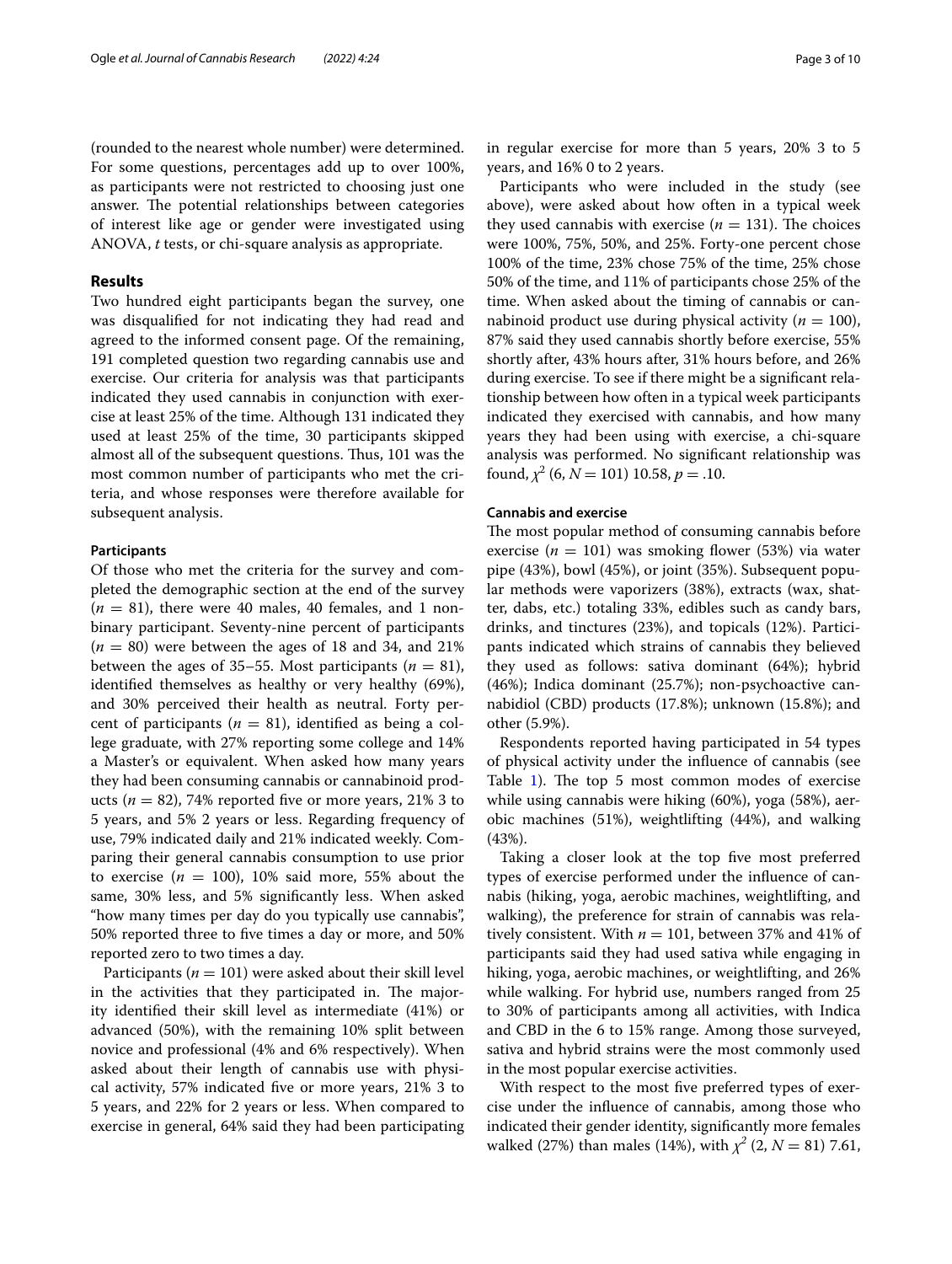(rounded to the nearest whole number) were determined. For some questions, percentages add up to over 100%, as participants were not restricted to choosing just one answer. The potential relationships between categories of interest like age or gender were investigated using ANOVA, *t* tests, or chi-square analysis as appropriate.

## Results

Two hundred eight participants began the survey, one was disqualified for not indicating they had read and agreed to the informed consent page. Of the remaining, 191 completed question two regarding cannabis use and exercise. Our criteria for analysis was that participants indicated they used cannabis in conjunction with exercise at least 25% of the time. Although 131 indicated they used at least 25% of the time, 30 participants skipped almost all of the subsequent questions. Thus, 101 was the most common number of participants who met the criteria, and whose responses were therefore available for subsequent analysis.

### Participants

Of those who met the criteria for the survey and completed the demographic section at the end of the survey ($n = 81$), there were 40 males, 40 females, and 1 nonbinary participant. Seventy-nine percent of participants ($n = 80$) were between the ages of 18 and 34, and 21% between the ages of 35–55. Most participants ($n = 81$), identified themselves as healthy or very healthy (69%), and 30% perceived their health as neutral. Forty percent of participants ($n = 81$), identified as being a college graduate, with 27% reporting some college and 14% a Master's or equivalent. When asked how many years they had been consuming cannabis or cannabinoid products ($n = 82$), 74% reported five or more years, 21% 3 to 5 years, and 5% 2 years or less. Regarding frequency of use, 79% indicated daily and 21% indicated weekly. Comparing their general cannabis consumption to use prior to exercise ($n = 100$), 10% said more, 55% about the same, 30% less, and 5% significantly less. When asked "how many times per day do you typically use cannabis", 50% reported three to five times a day or more, and 50% reported zero to two times a day.

Participants ($n = 101$) were asked about their skill level in the activities that they participated in. The majority identified their skill level as intermediate (41%) or advanced (50%), with the remaining 10% split between novice and professional (4% and 6% respectively). When asked about their length of cannabis use with physical activity, 57% indicated five or more years, 21% 3 to 5 years, and 22% for 2 years or less. When compared to exercise in general, 64% said they had been participating in regular exercise for more than 5 years, 20% 3 to 5 years, and 16% 0 to 2 years.

Participants who were included in the study (see above), were asked about how often in a typical week they used cannabis with exercise ($n = 131$). The choices were 100%, 75%, 50%, and 25%. Forty-one percent chose 100% of the time, 23% chose 75% of the time, 25% chose 50% of the time, and 11% of participants chose 25% of the time. When asked about the timing of cannabis or cannabinoid product use during physical activity ($n = 100$), 87% said they used cannabis shortly before exercise, 55% shortly after, 43% hours after, 31% hours before, and 26% during exercise. To see if there might be a significant relationship between how often in a typical week participants indicated they exercised with cannabis, and how many years they had been using with exercise, a chi-square analysis was performed. No significant relationship was found, $\chi^2$ (6, $N = 101$) 10.58, $p = .10$.

### Cannabis and exercise

The most popular method of consuming cannabis before exercise ($n = 101$) was smoking flower (53%) via water pipe (43%), bowl (45%), or joint (35%). Subsequent popular methods were vaporizers (38%), extracts (wax, shatter, dabs, etc.) totaling 33%, edibles such as candy bars, drinks, and tinctures (23%), and topicals (12%). Participants indicated which strains of cannabis they believed they used as follows: sativa dominant (64%); hybrid (46%); Indica dominant (25.7%); non-psychoactive cannabidiol (CBD) products (17.8%); unknown (15.8%); and other (5.9%).

Respondents reported having participated in 54 types of physical activity under the influence of cannabis (see Table 1). The top 5 most common modes of exercise while using cannabis were hiking (60%), yoga (58%), aerobic machines (51%), weightlifting (44%), and walking (43%).

Taking a closer look at the top five most preferred types of exercise performed under the influence of cannabis (hiking, yoga, aerobic machines, weightlifting, and walking), the preference for strain of cannabis was relatively consistent. With $n = 101$, between 37% and 41% of participants said they had used sativa while engaging in hiking, yoga, aerobic machines, or weightlifting, and 26% while walking. For hybrid use, numbers ranged from 25 to 30% of participants among all activities, with Indica and CBD in the 6 to 15% range. Among those surveyed, sativa and hybrid strains were the most commonly used in the most popular exercise activities.

With respect to the most five preferred types of exercise under the influence of cannabis, among those who indicated their gender identity, significantly more females walked (27%) than males (14%), with $\chi^2$ (2, $N = 81$) 7.61,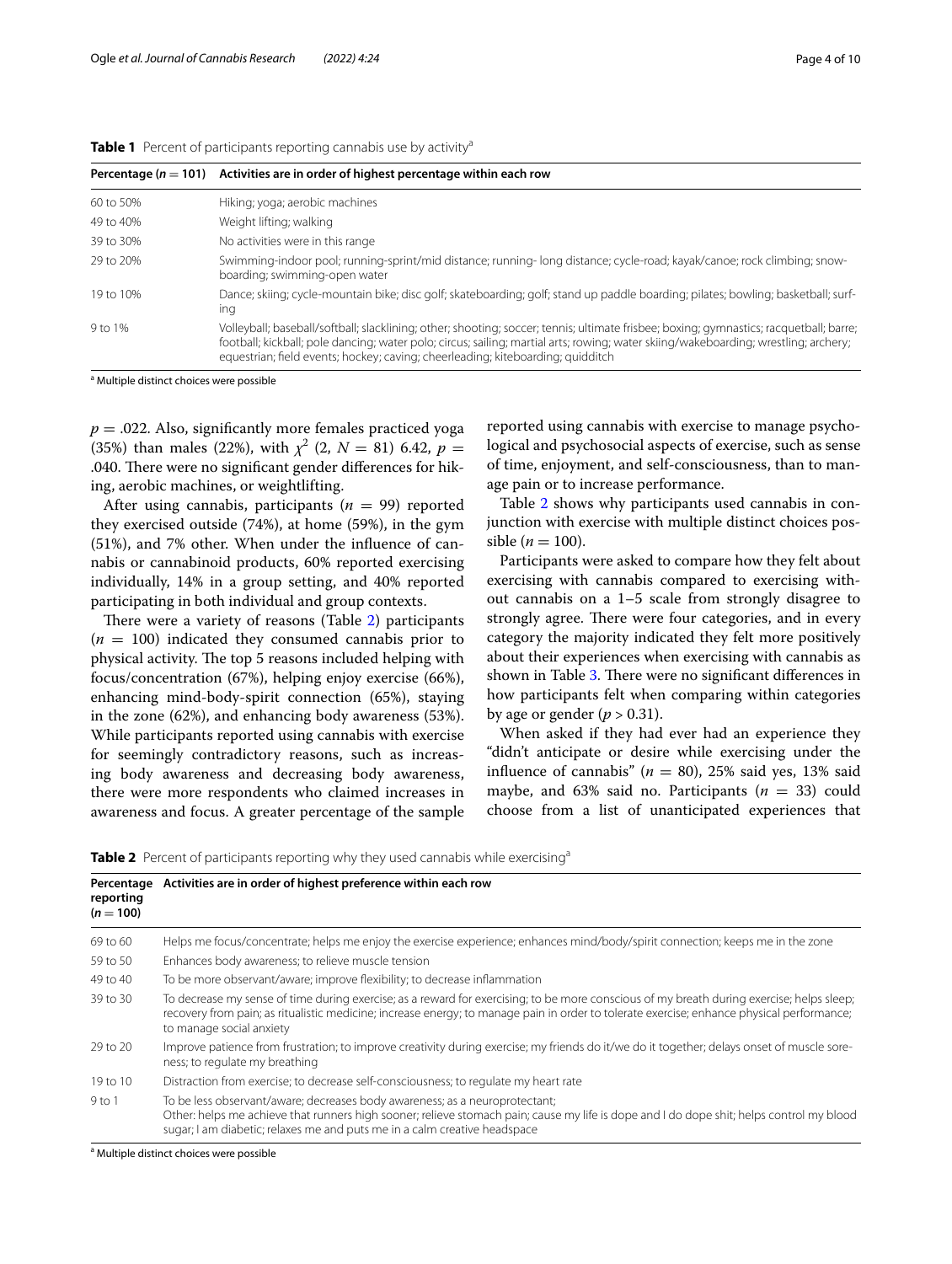**Table 1** Percent of participants reporting cannabis use by activity[a]

| Percentage ($n$ = 101) | Activities are in order of highest percentage within each row |
|---|---|
| 60 to 50% | Hiking; yoga; aerobic machines |
| 49 to 40% | Weight lifting; walking |
| 39 to 30% | No activities were in this range |
| 29 to 20% | Swimming-indoor pool; running-sprint/mid distance; running- long distance; cycle-road; kayak/canoe; rock climbing; snowboarding; swimming-open water |
| 19 to 10% | Dance; skiing; cycle-mountain bike; disc golf; skateboarding; golf; stand up paddle boarding; pilates; bowling; basketball; surfing |
| 9 to 1% | Volleyball; baseball/softball; slacklining; other; shooting; soccer; tennis; ultimate frisbee; boxing; gymnastics; racquetball; barre; football; kickball; pole dancing; water polo; circus; sailing; martial arts; rowing; water skiing/wakeboarding; wrestling; archery; equestrian; field events; hockey; caving; cheerleading; kiteboarding; quidditch |

[a] Multiple distinct choices were possible

$p$ = .022. Also, significantly more females practiced yoga (35%) than males (22%), with $\chi^2$ (2, $N$ = 81) 6.42, $p$ = .040. There were no significant gender differences for hiking, aerobic machines, or weightlifting.

After using cannabis, participants ($n$ = 99) reported they exercised outside (74%), at home (59%), in the gym (51%), and 7% other. When under the influence of cannabis or cannabinoid products, 60% reported exercising individually, 14% in a group setting, and 40% reported participating in both individual and group contexts.

There were a variety of reasons (Table 2) participants ($n$ = 100) indicated they consumed cannabis prior to physical activity. The top 5 reasons included helping with focus/concentration (67%), helping enjoy exercise (66%), enhancing mind-body-spirit connection (65%), staying in the zone (62%), and enhancing body awareness (53%). While participants reported using cannabis with exercise for seemingly contradictory reasons, such as increasing body awareness and decreasing body awareness, there were more respondents who claimed increases in awareness and focus. A greater percentage of the sample reported using cannabis with exercise to manage psychological and psychosocial aspects of exercise, such as sense of time, enjoyment, and self-consciousness, than to manage pain or to increase performance.

Table 2 shows why participants used cannabis in conjunction with exercise with multiple distinct choices possible ($n$ = 100).

Participants were asked to compare how they felt about exercising with cannabis compared to exercising without cannabis on a 1–5 scale from strongly disagree to strongly agree. There were four categories, and in every category the majority indicated they felt more positively about their experiences when exercising with cannabis as shown in Table 3. There were no significant differences in how participants felt when comparing within categories by age or gender ($p$ > 0.31).

When asked if they had ever had an experience they "didn't anticipate or desire while exercising under the influence of cannabis" ($n$ = 80), 25% said yes, 13% said maybe, and 63% said no. Participants ($n$ = 33) could choose from a list of unanticipated experiences that

**Table 2** Percent of participants reporting why they used cannabis while exercising[a]

| Percentage reporting ($n$ = 100) | Activities are in order of highest preference within each row |
|---|---|
| 69 to 60 | Helps me focus/concentrate; helps me enjoy the exercise experience; enhances mind/body/spirit connection; keeps me in the zone |
| 59 to 50 | Enhances body awareness; to relieve muscle tension |
| 49 to 40 | To be more observant/aware; improve flexibility; to decrease inflammation |
| 39 to 30 | To decrease my sense of time during exercise; as a reward for exercising; to be more conscious of my breath during exercise; helps sleep; recovery from pain; as ritualistic medicine; increase energy; to manage pain in order to tolerate exercise; enhance physical performance; to manage social anxiety |
| 29 to 20 | Improve patience from frustration; to improve creativity during exercise; my friends do it/we do it together; delays onset of muscle soreness; to regulate my breathing |
| 19 to 10 | Distraction from exercise; to decrease self-consciousness; to regulate my heart rate |
| 9 to 1 | To be less observant/aware; decreases body awareness; as a neuroprotectant; Other: helps me achieve that runners high sooner; relieve stomach pain; cause my life is dope and I do dope shit; helps control my blood sugar; I am diabetic; relaxes me and puts me in a calm creative headspace |

[a] Multiple distinct choices were possible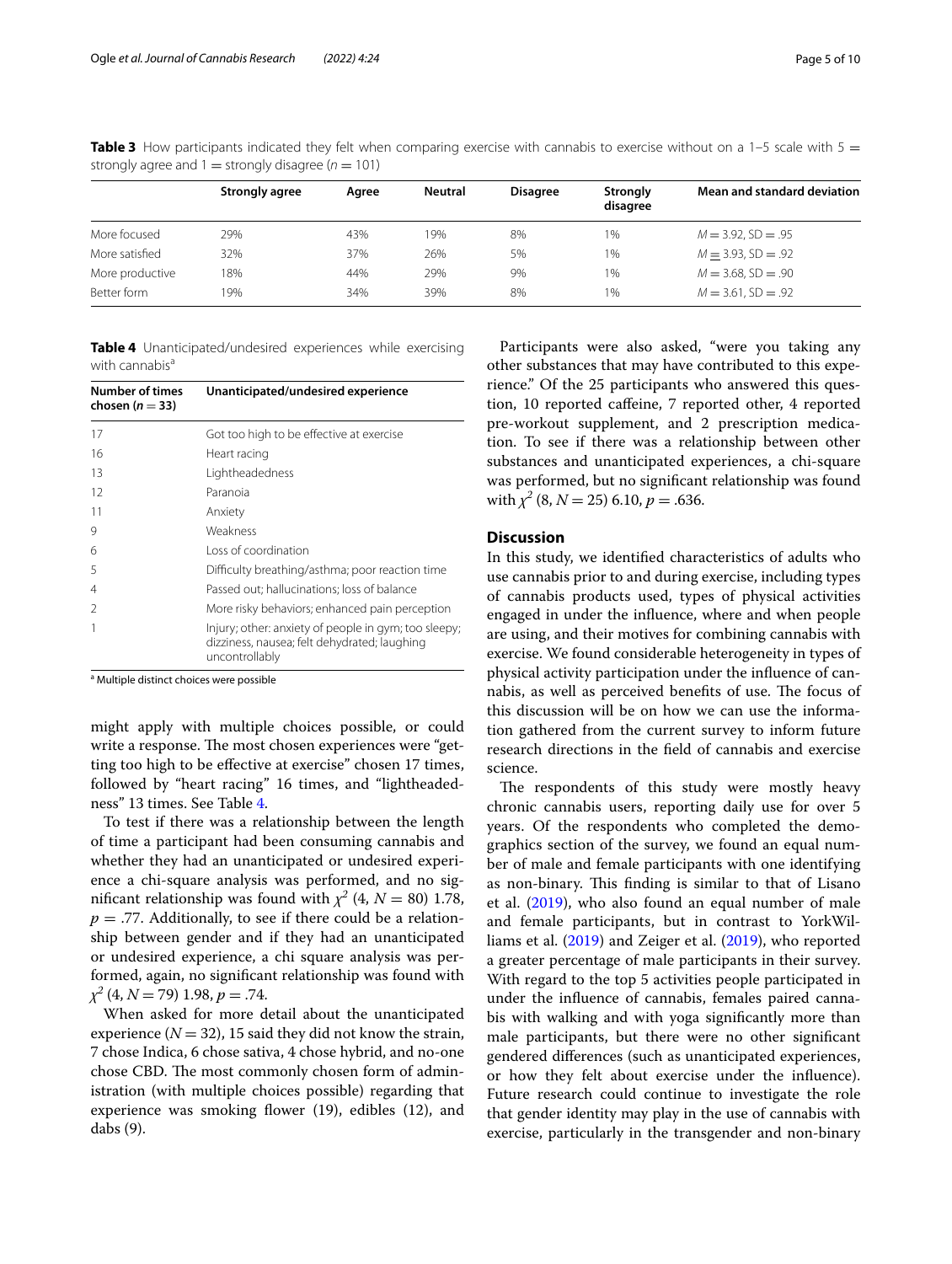**Table 3** How participants indicated they felt when comparing exercise with cannabis to exercise without on a 1–5 scale with 5 = strongly agree and 1 = strongly disagree ($n = 101$)

| | Strongly agree | Agree | Neutral | Disagree | Strongly disagree | Mean and standard deviation |
|---|---|---|---|---|---|---|
| More focused | 29% | 43% | 19% | 8% | 1% | $M = 3.92$, SD = .95 |
| More satisfied | 32% | 37% | 26% | 5% | 1% | $M = 3.93$, SD = .92 |
| More productive | 18% | 44% | 29% | 9% | 1% | $M = 3.68$, SD = .90 |
| Better form | 19% | 34% | 39% | 8% | 1% | $M = 3.61$, SD = .92 |

**Table 4** Unanticipated/undesired experiences while exercising with cannabis[a]

| Number of times chosen ($n = 33$) | Unanticipated/undesired experience |
|---|---|
| 17 | Got too high to be effective at exercise |
| 16 | Heart racing |
| 13 | Lightheadedness |
| 12 | Paranoia |
| 11 | Anxiety |
| 9 | Weakness |
| 6 | Loss of coordination |
| 5 | Difficulty breathing/asthma; poor reaction time |
| 4 | Passed out; hallucinations; loss of balance |
| 2 | More risky behaviors; enhanced pain perception |
| 1 | Injury; other: anxiety of people in gym; too sleepy; dizziness, nausea; felt dehydrated; laughing uncontrollably |

[a] Multiple distinct choices were possible

might apply with multiple choices possible, or could write a response. The most chosen experiences were "getting too high to be effective at exercise" chosen 17 times, followed by "heart racing" 16 times, and "lightheadedness" 13 times. See Table 4.

To test if there was a relationship between the length of time a participant had been consuming cannabis and whether they had an unanticipated or undesired experience a chi-square analysis was performed, and no significant relationship was found with $\chi^2$ (4, $N = 80$) 1.78, $p = .77$. Additionally, to see if there could be a relationship between gender and if they had an unanticipated or undesired experience, a chi square analysis was performed, again, no significant relationship was found with $\chi^2$ (4, $N = 79$) 1.98, $p = .74$.

When asked for more detail about the unanticipated experience ($N = 32$), 15 said they did not know the strain, 7 chose Indica, 6 chose sativa, 4 chose hybrid, and no-one chose CBD. The most commonly chosen form of administration (with multiple choices possible) regarding that experience was smoking flower (19), edibles (12), and dabs (9).

Participants were also asked, "were you taking any other substances that may have contributed to this experience." Of the 25 participants who answered this question, 10 reported caffeine, 7 reported other, 4 reported pre-workout supplement, and 2 prescription medication. To see if there was a relationship between other substances and unanticipated experiences, a chi-square was performed, but no significant relationship was found with $\chi^2$ (8, $N = 25$) 6.10, $p = .636$.

## Discussion

In this study, we identified characteristics of adults who use cannabis prior to and during exercise, including types of cannabis products used, types of physical activities engaged in under the influence, where and when people are using, and their motives for combining cannabis with exercise. We found considerable heterogeneity in types of physical activity participation under the influence of cannabis, as well as perceived benefits of use. The focus of this discussion will be on how we can use the information gathered from the current survey to inform future research directions in the field of cannabis and exercise science.

The respondents of this study were mostly heavy chronic cannabis users, reporting daily use for over 5 years. Of the respondents who completed the demographics section of the survey, we found an equal number of male and female participants with one identifying as non-binary. This finding is similar to that of Lisano et al. (2019), who also found an equal number of male and female participants, but in contrast to YorkWilliams et al. (2019) and Zeiger et al. (2019), who reported a greater percentage of male participants in their survey. With regard to the top 5 activities people participated in under the influence of cannabis, females paired cannabis with walking and with yoga significantly more than male participants, but there were no other significant gendered differences (such as unanticipated experiences, or how they felt about exercise under the influence). Future research could continue to investigate the role that gender identity may play in the use of cannabis with exercise, particularly in the transgender and non-binary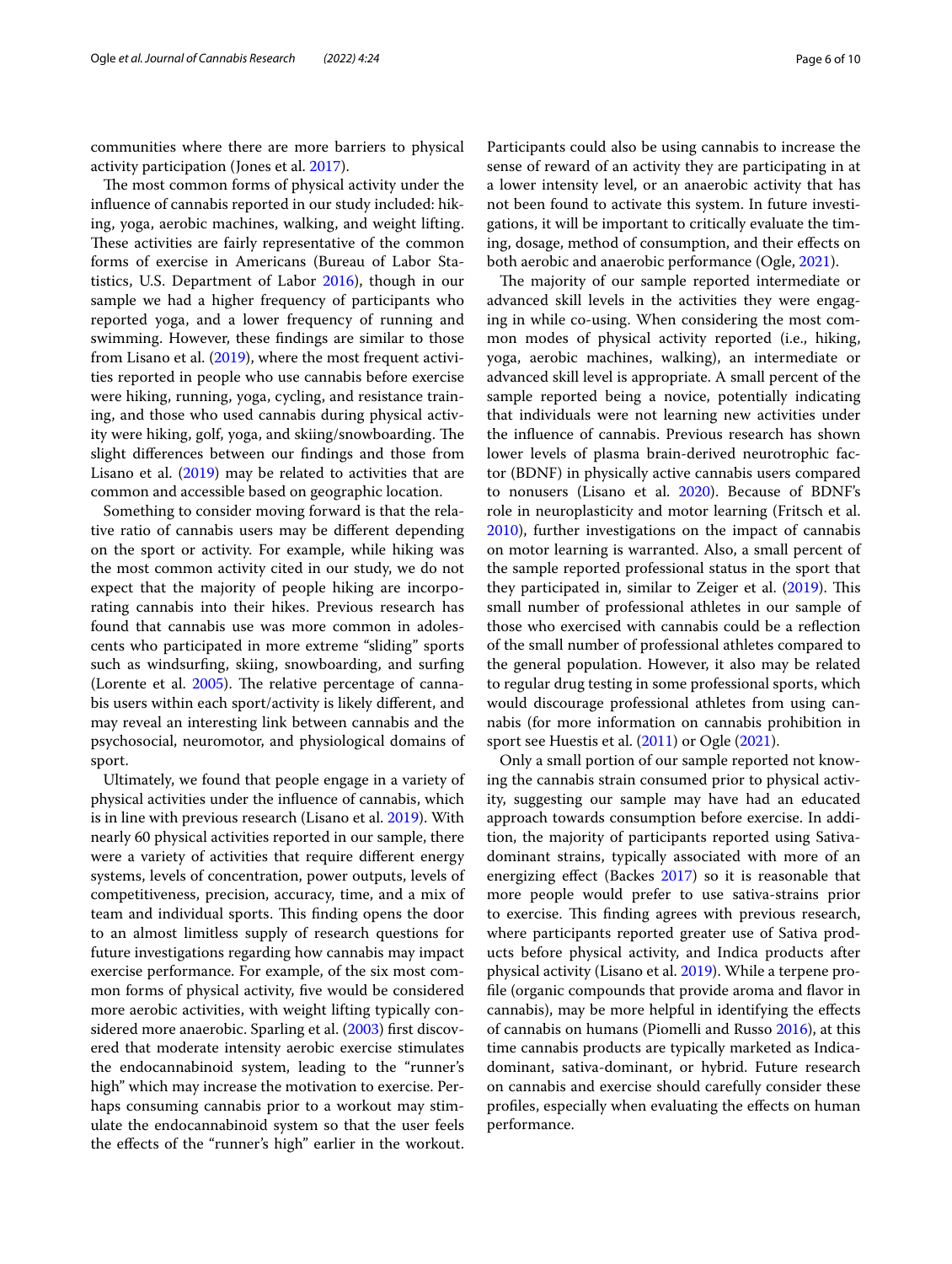communities where there are more barriers to physical activity participation (Jones et al. 2017).

The most common forms of physical activity under the influence of cannabis reported in our study included: hiking, yoga, aerobic machines, walking, and weight lifting. These activities are fairly representative of the common forms of exercise in Americans (Bureau of Labor Statistics, U.S. Department of Labor 2016), though in our sample we had a higher frequency of participants who reported yoga, and a lower frequency of running and swimming. However, these findings are similar to those from Lisano et al. (2019), where the most frequent activities reported in people who use cannabis before exercise were hiking, running, yoga, cycling, and resistance training, and those who used cannabis during physical activity were hiking, golf, yoga, and skiing/snowboarding. The slight differences between our findings and those from Lisano et al. (2019) may be related to activities that are common and accessible based on geographic location.

Something to consider moving forward is that the relative ratio of cannabis users may be different depending on the sport or activity. For example, while hiking was the most common activity cited in our study, we do not expect that the majority of people hiking are incorporating cannabis into their hikes. Previous research has found that cannabis use was more common in adolescents who participated in more extreme "sliding" sports such as windsurfing, skiing, snowboarding, and surfing (Lorente et al. 2005). The relative percentage of cannabis users within each sport/activity is likely different, and may reveal an interesting link between cannabis and the psychosocial, neuromotor, and physiological domains of sport.

Ultimately, we found that people engage in a variety of physical activities under the influence of cannabis, which is in line with previous research (Lisano et al. 2019). With nearly 60 physical activities reported in our sample, there were a variety of activities that require different energy systems, levels of concentration, power outputs, levels of competitiveness, precision, accuracy, time, and a mix of team and individual sports. This finding opens the door to an almost limitless supply of research questions for future investigations regarding how cannabis may impact exercise performance. For example, of the six most common forms of physical activity, five would be considered more aerobic activities, with weight lifting typically considered more anaerobic. Sparling et al. (2003) first discovered that moderate intensity aerobic exercise stimulates the endocannabinoid system, leading to the "runner's high" which may increase the motivation to exercise. Perhaps consuming cannabis prior to a workout may stimulate the endocannabinoid system so that the user feels the effects of the "runner's high" earlier in the workout. Participants could also be using cannabis to increase the sense of reward of an activity they are participating in at a lower intensity level, or an anaerobic activity that has not been found to activate this system. In future investigations, it will be important to critically evaluate the timing, dosage, method of consumption, and their effects on both aerobic and anaerobic performance (Ogle, 2021).

The majority of our sample reported intermediate or advanced skill levels in the activities they were engaging in while co-using. When considering the most common modes of physical activity reported (i.e., hiking, yoga, aerobic machines, walking), an intermediate or advanced skill level is appropriate. A small percent of the sample reported being a novice, potentially indicating that individuals were not learning new activities under the influence of cannabis. Previous research has shown lower levels of plasma brain-derived neurotrophic factor (BDNF) in physically active cannabis users compared to nonusers (Lisano et al. 2020). Because of BDNF's role in neuroplasticity and motor learning (Fritsch et al. 2010), further investigations on the impact of cannabis on motor learning is warranted. Also, a small percent of the sample reported professional status in the sport that they participated in, similar to Zeiger et al. (2019). This small number of professional athletes in our sample of those who exercised with cannabis could be a reflection of the small number of professional athletes compared to the general population. However, it also may be related to regular drug testing in some professional sports, which would discourage professional athletes from using cannabis (for more information on cannabis prohibition in sport see Huestis et al. (2011) or Ogle (2021).

Only a small portion of our sample reported not knowing the cannabis strain consumed prior to physical activity, suggesting our sample may have had an educated approach towards consumption before exercise. In addition, the majority of participants reported using Sativa-dominant strains, typically associated with more of an energizing effect (Backes 2017) so it is reasonable that more people would prefer to use sativa-strains prior to exercise. This finding agrees with previous research, where participants reported greater use of Sativa products before physical activity, and Indica products after physical activity (Lisano et al. 2019). While a terpene profile (organic compounds that provide aroma and flavor in cannabis), may be more helpful in identifying the effects of cannabis on humans (Piomelli and Russo 2016), at this time cannabis products are typically marketed as Indica-dominant, sativa-dominant, or hybrid. Future research on cannabis and exercise should carefully consider these profiles, especially when evaluating the effects on human performance.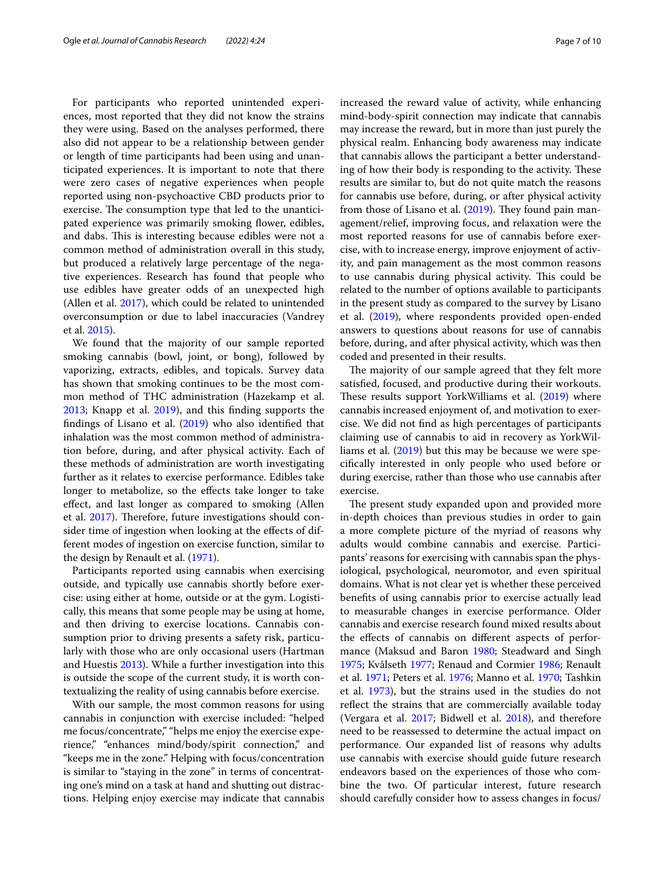For participants who reported unintended experiences, most reported that they did not know the strains they were using. Based on the analyses performed, there also did not appear to be a relationship between gender or length of time participants had been using and unanticipated experiences. It is important to note that there were zero cases of negative experiences when people reported using non-psychoactive CBD products prior to exercise. The consumption type that led to the unanticipated experience was primarily smoking flower, edibles, and dabs. This is interesting because edibles were not a common method of administration overall in this study, but produced a relatively large percentage of the negative experiences. Research has found that people who use edibles have greater odds of an unexpected high (Allen et al. 2017), which could be related to unintended overconsumption or due to label inaccuracies (Vandrey et al. 2015).

We found that the majority of our sample reported smoking cannabis (bowl, joint, or bong), followed by vaporizing, extracts, edibles, and topicals. Survey data has shown that smoking continues to be the most common method of THC administration (Hazekamp et al. 2013; Knapp et al. 2019), and this finding supports the findings of Lisano et al. (2019) who also identified that inhalation was the most common method of administration before, during, and after physical activity. Each of these methods of administration are worth investigating further as it relates to exercise performance. Edibles take longer to metabolize, so the effects take longer to take effect, and last longer as compared to smoking (Allen et al. 2017). Therefore, future investigations should consider time of ingestion when looking at the effects of different modes of ingestion on exercise function, similar to the design by Renault et al. (1971).

Participants reported using cannabis when exercising outside, and typically use cannabis shortly before exercise: using either at home, outside or at the gym. Logistically, this means that some people may be using at home, and then driving to exercise locations. Cannabis consumption prior to driving presents a safety risk, particularly with those who are only occasional users (Hartman and Huestis 2013). While a further investigation into this is outside the scope of the current study, it is worth contextualizing the reality of using cannabis before exercise.

With our sample, the most common reasons for using cannabis in conjunction with exercise included: "helped me focus/concentrate," "helps me enjoy the exercise experience," "enhances mind/body/spirit connection," and "keeps me in the zone." Helping with focus/concentration is similar to "staying in the zone" in terms of concentrating one's mind on a task at hand and shutting out distractions. Helping enjoy exercise may indicate that cannabis increased the reward value of activity, while enhancing mind-body-spirit connection may indicate that cannabis may increase the reward, but in more than just purely the physical realm. Enhancing body awareness may indicate that cannabis allows the participant a better understanding of how their body is responding to the activity. These results are similar to, but do not quite match the reasons for cannabis use before, during, or after physical activity from those of Lisano et al. (2019). They found pain management/relief, improving focus, and relaxation were the most reported reasons for use of cannabis before exercise, with to increase energy, improve enjoyment of activity, and pain management as the most common reasons to use cannabis during physical activity. This could be related to the number of options available to participants in the present study as compared to the survey by Lisano et al. (2019), where respondents provided open-ended answers to questions about reasons for use of cannabis before, during, and after physical activity, which was then coded and presented in their results.

The majority of our sample agreed that they felt more satisfied, focused, and productive during their workouts. These results support YorkWilliams et al. (2019) where cannabis increased enjoyment of, and motivation to exercise. We did not find as high percentages of participants claiming use of cannabis to aid in recovery as YorkWilliams et al. (2019) but this may be because we were specifically interested in only people who used before or during exercise, rather than those who use cannabis after exercise.

The present study expanded upon and provided more in-depth choices than previous studies in order to gain a more complete picture of the myriad of reasons why adults would combine cannabis and exercise. Participants' reasons for exercising with cannabis span the physiological, psychological, neuromotor, and even spiritual domains. What is not clear yet is whether these perceived benefits of using cannabis prior to exercise actually lead to measurable changes in exercise performance. Older cannabis and exercise research found mixed results about the effects of cannabis on different aspects of performance (Maksud and Baron 1980; Steadward and Singh 1975; Kvålseth 1977; Renaud and Cormier 1986; Renault et al. 1971; Peters et al. 1976; Manno et al. 1970; Tashkin et al. 1973), but the strains used in the studies do not reflect the strains that are commercially available today (Vergara et al. 2017; Bidwell et al. 2018), and therefore need to be reassessed to determine the actual impact on performance. Our expanded list of reasons why adults use cannabis with exercise should guide future research endeavors based on the experiences of those who combine the two. Of particular interest, future research should carefully consider how to assess changes in focus/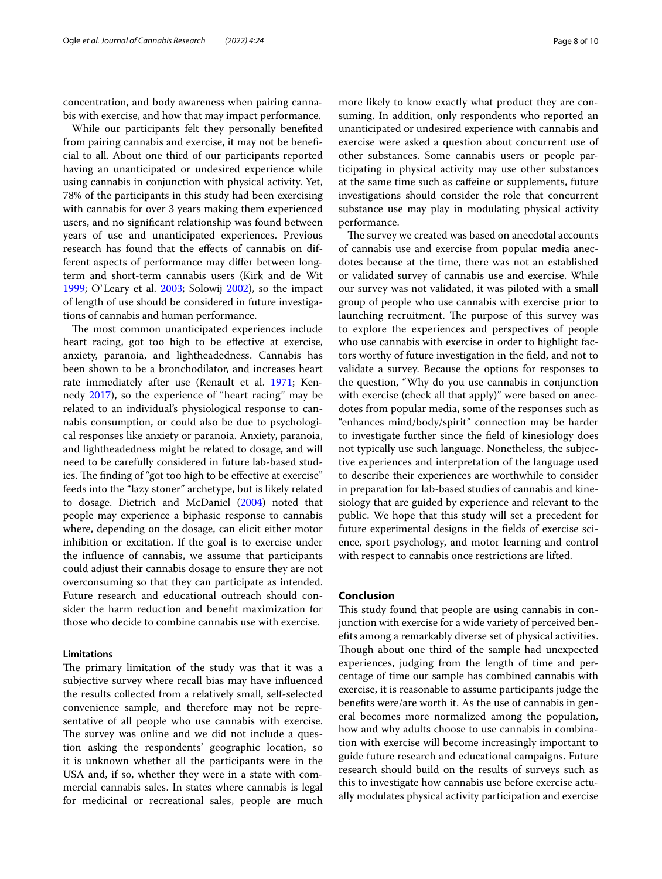concentration, and body awareness when pairing cannabis with exercise, and how that may impact performance.

While our participants felt they personally benefited from pairing cannabis and exercise, it may not be beneficial to all. About one third of our participants reported having an unanticipated or undesired experience while using cannabis in conjunction with physical activity. Yet, 78% of the participants in this study had been exercising with cannabis for over 3 years making them experienced users, and no significant relationship was found between years of use and unanticipated experiences. Previous research has found that the effects of cannabis on different aspects of performance may differ between long-term and short-term cannabis users (Kirk and de Wit 1999; O'Leary et al. 2003; Solowij 2002), so the impact of length of use should be considered in future investigations of cannabis and human performance.

The most common unanticipated experiences include heart racing, got too high to be effective at exercise, anxiety, paranoia, and lightheadedness. Cannabis has been shown to be a bronchodilator, and increases heart rate immediately after use (Renault et al. 1971; Kennedy 2017), so the experience of "heart racing" may be related to an individual's physiological response to cannabis consumption, or could also be due to psychological responses like anxiety or paranoia. Anxiety, paranoia, and lightheadedness might be related to dosage, and will need to be carefully considered in future lab-based studies. The finding of "got too high to be effective at exercise" feeds into the "lazy stoner" archetype, but is likely related to dosage. Dietrich and McDaniel (2004) noted that people may experience a biphasic response to cannabis where, depending on the dosage, can elicit either motor inhibition or excitation. If the goal is to exercise under the influence of cannabis, we assume that participants could adjust their cannabis dosage to ensure they are not overconsuming so that they can participate as intended. Future research and educational outreach should consider the harm reduction and benefit maximization for those who decide to combine cannabis use with exercise.

### Limitations

The primary limitation of the study was that it was a subjective survey where recall bias may have influenced the results collected from a relatively small, self-selected convenience sample, and therefore may not be representative of all people who use cannabis with exercise. The survey was online and we did not include a question asking the respondents' geographic location, so it is unknown whether all the participants were in the USA and, if so, whether they were in a state with commercial cannabis sales. In states where cannabis is legal for medicinal or recreational sales, people are much more likely to know exactly what product they are consuming. In addition, only respondents who reported an unanticipated or undesired experience with cannabis and exercise were asked a question about concurrent use of other substances. Some cannabis users or people participating in physical activity may use other substances at the same time such as caffeine or supplements, future investigations should consider the role that concurrent substance use may play in modulating physical activity performance.

The survey we created was based on anecdotal accounts of cannabis use and exercise from popular media anecdotes because at the time, there was not an established or validated survey of cannabis use and exercise. While our survey was not validated, it was piloted with a small group of people who use cannabis with exercise prior to launching recruitment. The purpose of this survey was to explore the experiences and perspectives of people who use cannabis with exercise in order to highlight factors worthy of future investigation in the field, and not to validate a survey. Because the options for responses to the question, "Why do you use cannabis in conjunction with exercise (check all that apply)" were based on anecdotes from popular media, some of the responses such as "enhances mind/body/spirit" connection may be harder to investigate further since the field of kinesiology does not typically use such language. Nonetheless, the subjective experiences and interpretation of the language used to describe their experiences are worthwhile to consider in preparation for lab-based studies of cannabis and kinesiology that are guided by experience and relevant to the public. We hope that this study will set a precedent for future experimental designs in the fields of exercise science, sport psychology, and motor learning and control with respect to cannabis once restrictions are lifted.

## Conclusion

This study found that people are using cannabis in conjunction with exercise for a wide variety of perceived benefits among a remarkably diverse set of physical activities. Though about one third of the sample had unexpected experiences, judging from the length of time and percentage of time our sample has combined cannabis with exercise, it is reasonable to assume participants judge the benefits were/are worth it. As the use of cannabis in general becomes more normalized among the population, how and why adults choose to use cannabis in combination with exercise will become increasingly important to guide future research and educational campaigns. Future research should build on the results of surveys such as this to investigate how cannabis use before exercise actually modulates physical activity participation and exercise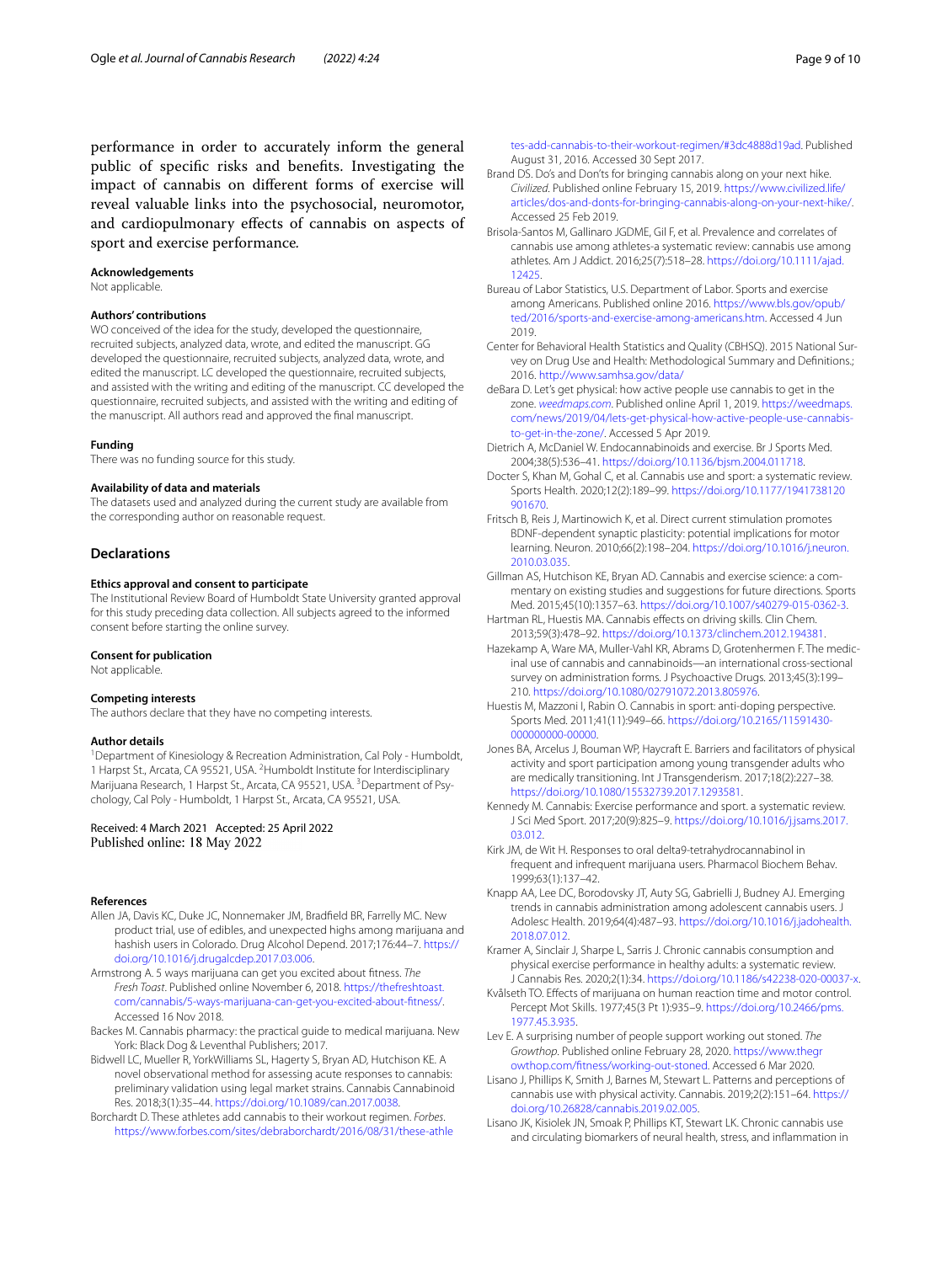performance in order to accurately inform the general public of specific risks and benefits. Investigating the impact of cannabis on different forms of exercise will reveal valuable links into the psychosocial, neuromotor, and cardiopulmonary effects of cannabis on aspects of sport and exercise performance.

**Acknowledgements**

Not applicable.

**Authors' contributions**

WO conceived of the idea for the study, developed the questionnaire, recruited subjects, analyzed data, wrote, and edited the manuscript. GG developed the questionnaire, recruited subjects, analyzed data, wrote, and edited the manuscript. LC developed the questionnaire, recruited subjects, and assisted with the writing and editing of the manuscript. CC developed the questionnaire, recruited subjects, and assisted with the writing and editing of the manuscript. All authors read and approved the final manuscript.

**Funding**

There was no funding source for this study.

**Availability of data and materials**

The datasets used and analyzed during the current study are available from the corresponding author on reasonable request.

## Declarations

**Ethics approval and consent to participate**

The Institutional Review Board of Humboldt State University granted approval for this study preceding data collection. All subjects agreed to the informed consent before starting the online survey.

**Consent for publication**

Not applicable.

**Competing interests**

The authors declare that they have no competing interests.

**Author details**

[1]Department of Kinesiology & Recreation Administration, Cal Poly - Humboldt, 1 Harpst St., Arcata, CA 95521, USA. [2]Humboldt Institute for Interdisciplinary Marijuana Research, 1 Harpst St., Arcata, CA 95521, USA. [3]Department of Psychology, Cal Poly - Humboldt, 1 Harpst St., Arcata, CA 95521, USA.

Received: 4 March 2021 Accepted: 25 April 2022
Published online: 18 May 2022

**References**

Allen JA, Davis KC, Duke JC, Nonnemaker JM, Bradfield BR, Farrelly MC. New product trial, use of edibles, and unexpected highs among marijuana and hashish users in Colorado. Drug Alcohol Depend. 2017;176:44–7. https://doi.org/10.1016/j.drugalcdep.2017.03.006.

Armstrong A. 5 ways marijuana can get you excited about fitness. *The Fresh Toast*. Published online November 6, 2018. https://thefreshtoast.com/cannabis/5-ways-marijuana-can-get-you-excited-about-fitness/. Accessed 16 Nov 2018.

Backes M. Cannabis pharmacy: the practical guide to medical marijuana. New York: Black Dog & Leventhal Publishers; 2017.

Bidwell LC, Mueller R, YorkWilliams SL, Hagerty S, Bryan AD, Hutchison KE. A novel observational method for assessing acute responses to cannabis: preliminary validation using legal market strains. Cannabis Cannabinoid Res. 2018;3(1):35–44. https://doi.org/10.1089/can.2017.0038.

Borchardt D. These athletes add cannabis to their workout regimen. *Forbes*. https://www.forbes.com/sites/debraborchardt/2016/08/31/these-athletes-add-cannabis-to-their-workout-regimen/#3dc4888d19ad. Published August 31, 2016. Accessed 30 Sept 2017.

Brand DS. Do's and Don'ts for bringing cannabis along on your next hike. *Civilized*. Published online February 15, 2019. https://www.civilized.life/articles/dos-and-donts-for-bringing-cannabis-along-on-your-next-hike/. Accessed 25 Feb 2019.

Brisola-Santos M, Gallinaro JGDME, Gil F, et al. Prevalence and correlates of cannabis use among athletes-a systematic review: cannabis use among athletes. Am J Addict. 2016;25(7):518–28. https://doi.org/10.1111/ajad.12425.

Bureau of Labor Statistics, U.S. Department of Labor. Sports and exercise among Americans. Published online 2016. https://www.bls.gov/opub/ted/2016/sports-and-exercise-among-americans.htm. Accessed 4 Jun 2019.

Center for Behavioral Health Statistics and Quality (CBHSQ). 2015 National Survey on Drug Use and Health: Methodological Summary and Definitions.; 2016. http://www.samhsa.gov/data/

deBara D. Let's get physical: how active people use cannabis to get in the zone. *weedmaps.com*. Published online April 1, 2019. https://weedmaps.com/news/2019/04/lets-get-physical-how-active-people-use-cannabis-to-get-in-the-zone/. Accessed 5 Apr 2019.

Dietrich A, McDaniel W. Endocannabinoids and exercise. Br J Sports Med. 2004;38(5):536–41. https://doi.org/10.1136/bjsm.2004.011718.

Docter S, Khan M, Gohal C, et al. Cannabis use and sport: a systematic review. Sports Health. 2020;12(2):189–99. https://doi.org/10.1177/1941738120901670.

Fritsch B, Reis J, Martinowich K, et al. Direct current stimulation promotes BDNF-dependent synaptic plasticity: potential implications for motor learning. Neuron. 2010;66(2):198–204. https://doi.org/10.1016/j.neuron.2010.03.035.

Gillman AS, Hutchison KE, Bryan AD. Cannabis and exercise science: a commentary on existing studies and suggestions for future directions. Sports Med. 2015;45(10):1357–63. https://doi.org/10.1007/s40279-015-0362-3.

Hartman RL, Huestis MA. Cannabis effects on driving skills. Clin Chem. 2013;59(3):478–92. https://doi.org/10.1373/clinchem.2012.194381.

Hazekamp A, Ware MA, Muller-Vahl KR, Abrams D, Grotenhermen F. The medicinal use of cannabis and cannabinoids—an international cross-sectional survey on administration forms. J Psychoactive Drugs. 2013;45(3):199–210. https://doi.org/10.1080/02791072.2013.805976.

Huestis M, Mazzoni I, Rabin O. Cannabis in sport: anti-doping perspective. Sports Med. 2011;41(11):949–66. https://doi.org/10.2165/11591430-000000000-00000.

Jones BA, Arcelus J, Bouman WP, Haycraft E. Barriers and facilitators of physical activity and sport participation among young transgender adults who are medically transitioning. Int J Transgenderism. 2017;18(2):227–38. https://doi.org/10.1080/15532739.2017.1293581.

Kennedy M. Cannabis: Exercise performance and sport. a systematic review. J Sci Med Sport. 2017;20(9):825–9. https://doi.org/10.1016/j.jsams.2017.03.012.

Kirk JM, de Wit H. Responses to oral delta9-tetrahydrocannabinol in frequent and infrequent marijuana users. Pharmacol Biochem Behav. 1999;63(1):137–42.

Knapp AA, Lee DC, Borodovsky JT, Auty SG, Gabrielli J, Budney AJ. Emerging trends in cannabis administration among adolescent cannabis users. J Adolesc Health. 2019;64(4):487–93. https://doi.org/10.1016/j.jadohealth.2018.07.012.

Kramer A, Sinclair J, Sharpe L, Sarris J. Chronic cannabis consumption and physical exercise performance in healthy adults: a systematic review. J Cannabis Res. 2020;2(1):34. https://doi.org/10.1186/s42238-020-00037-x.

Kvålseth TO. Effects of marijuana on human reaction time and motor control. Percept Mot Skills. 1977;45(3 Pt 1):935–9. https://doi.org/10.2466/pms.1977.45.3.935.

Lev E. A surprising number of people support working out stoned. *The Growthop*. Published online February 28, 2020. https://www.thegrowthop.com/fitness/working-out-stoned. Accessed 6 Mar 2020.

Lisano J, Phillips K, Smith J, Barnes M, Stewart L. Patterns and perceptions of cannabis use with physical activity. Cannabis. 2019;2(2):151–64. https://doi.org/10.26828/cannabis.2019.02.005.

Lisano JK, Kisiolek JN, Smoak P, Phillips KT, Stewart LK. Chronic cannabis use and circulating biomarkers of neural health, stress, and inflammation in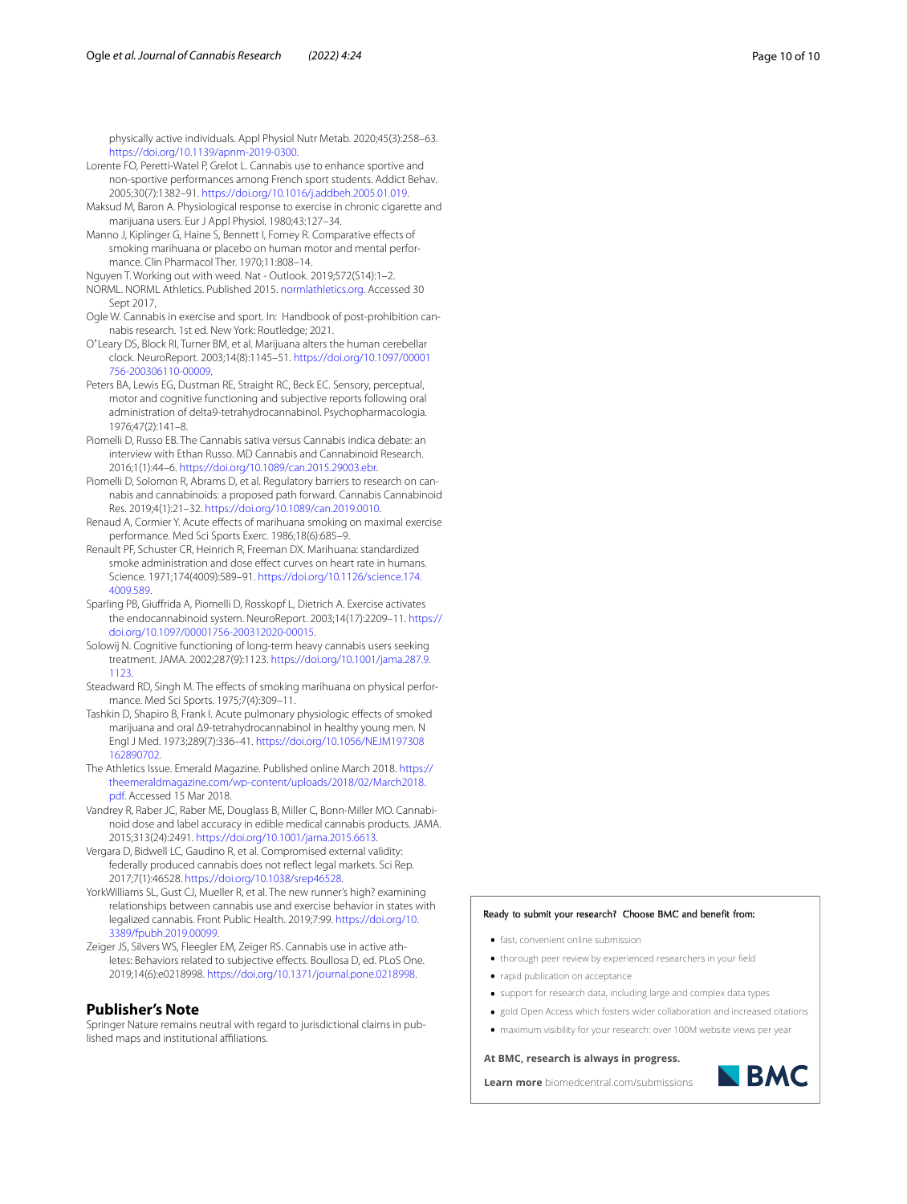physically active individuals. Appl Physiol Nutr Metab. 2020;45(3):258–63. https://doi.org/10.1139/apnm-2019-0300.

Lorente FO, Peretti-Watel P, Grelot L. Cannabis use to enhance sportive and non-sportive performances among French sport students. Addict Behav. 2005;30(7):1382–91. https://doi.org/10.1016/j.addbeh.2005.01.019.

Maksud M, Baron A. Physiological response to exercise in chronic cigarette and marijuana users. Eur J Appl Physiol. 1980;43:127–34.

Manno J, Kiplinger G, Haine S, Bennett I, Forney R. Comparative effects of smoking marihuana or placebo on human motor and mental performance. Clin Pharmacol Ther. 1970;11:808–14.

Nguyen T. Working out with weed. Nat - Outlook. 2019;572(S14):1–2.

NORML. NORML Athletics. Published 2015. normlathletics.org. Accessed 30 Sept 2017,

Ogle W. Cannabis in exercise and sport. In: Handbook of post-prohibition cannabis research. 1st ed. New York: Routledge; 2021.

O'Leary DS, Block RI, Turner BM, et al. Marijuana alters the human cerebellar clock. NeuroReport. 2003;14(8):1145–51. https://doi.org/10.1097/00001756-200306110-00009.

Peters BA, Lewis EG, Dustman RE, Straight RC, Beck EC. Sensory, perceptual, motor and cognitive functioning and subjective reports following oral administration of delta9-tetrahydrocannabinol. Psychopharmacologia. 1976;47(2):141–8.

Piomelli D, Russo EB. The Cannabis sativa versus Cannabis indica debate: an interview with Ethan Russo. MD Cannabis and Cannabinoid Research. 2016;1(1):44–6. https://doi.org/10.1089/can.2015.29003.ebr.

Piomelli D, Solomon R, Abrams D, et al. Regulatory barriers to research on cannabis and cannabinoids: a proposed path forward. Cannabis Cannabinoid Res. 2019;4(1):21–32. https://doi.org/10.1089/can.2019.0010.

Renaud A, Cormier Y. Acute effects of marihuana smoking on maximal exercise performance. Med Sci Sports Exerc. 1986;18(6):685–9.

Renault PF, Schuster CR, Heinrich R, Freeman DX. Marihuana: standardized smoke administration and dose effect curves on heart rate in humans. Science. 1971;174(4009):589–91. https://doi.org/10.1126/science.174.4009.589.

Sparling PB, Giuffrida A, Piomelli D, Rosskopf L, Dietrich A. Exercise activates the endocannabinoid system. NeuroReport. 2003;14(17):2209–11. https://doi.org/10.1097/00001756-200312020-00015.

Solowij N. Cognitive functioning of long-term heavy cannabis users seeking treatment. JAMA. 2002;287(9):1123. https://doi.org/10.1001/jama.287.9.1123.

Steadward RD, Singh M. The effects of smoking marihuana on physical performance. Med Sci Sports. 1975;7(4):309–11.

Tashkin D, Shapiro B, Frank I. Acute pulmonary physiologic effects of smoked marijuana and oral Δ9-tetrahydrocannabinol in healthy young men. N Engl J Med. 1973;289(7):336–41. https://doi.org/10.1056/NEJM197308162890702.

The Athletics Issue. Emerald Magazine. Published online March 2018. https://theemeraldmagazine.com/wp-content/uploads/2018/02/March2018.pdf. Accessed 15 Mar 2018.

Vandrey R, Raber JC, Raber ME, Douglass B, Miller C, Bonn-Miller MO. Cannabinoid dose and label accuracy in edible medical cannabis products. JAMA. 2015;313(24):2491. https://doi.org/10.1001/jama.2015.6613.

Vergara D, Bidwell LC, Gaudino R, et al. Compromised external validity: federally produced cannabis does not reflect legal markets. Sci Rep. 2017;7(1):46528. https://doi.org/10.1038/srep46528.

YorkWilliams SL, Gust CJ, Mueller R, et al. The new runner's high? examining relationships between cannabis use and exercise behavior in states with legalized cannabis. Front Public Health. 2019;7:99. https://doi.org/10.3389/fpubh.2019.00099.

Zeiger JS, Silvers WS, Fleegler EM, Zeiger RS. Cannabis use in active athletes: Behaviors related to subjective effects. Boullosa D, ed. PLoS One. 2019;14(6):e0218998. https://doi.org/10.1371/journal.pone.0218998.

## Publisher's Note

Springer Nature remains neutral with regard to jurisdictional claims in published maps and institutional affiliations.

Ready to submit your research? Choose BMC and benefit from:

- fast, convenient online submission
- thorough peer review by experienced researchers in your field
- rapid publication on acceptance
- support for research data, including large and complex data types
- gold Open Access which fosters wider collaboration and increased citations
- maximum visibility for your research: over 100M website views per year

**At BMC, research is always in progress.**

**Learn more** biomedcentral.com/submissions

BMC